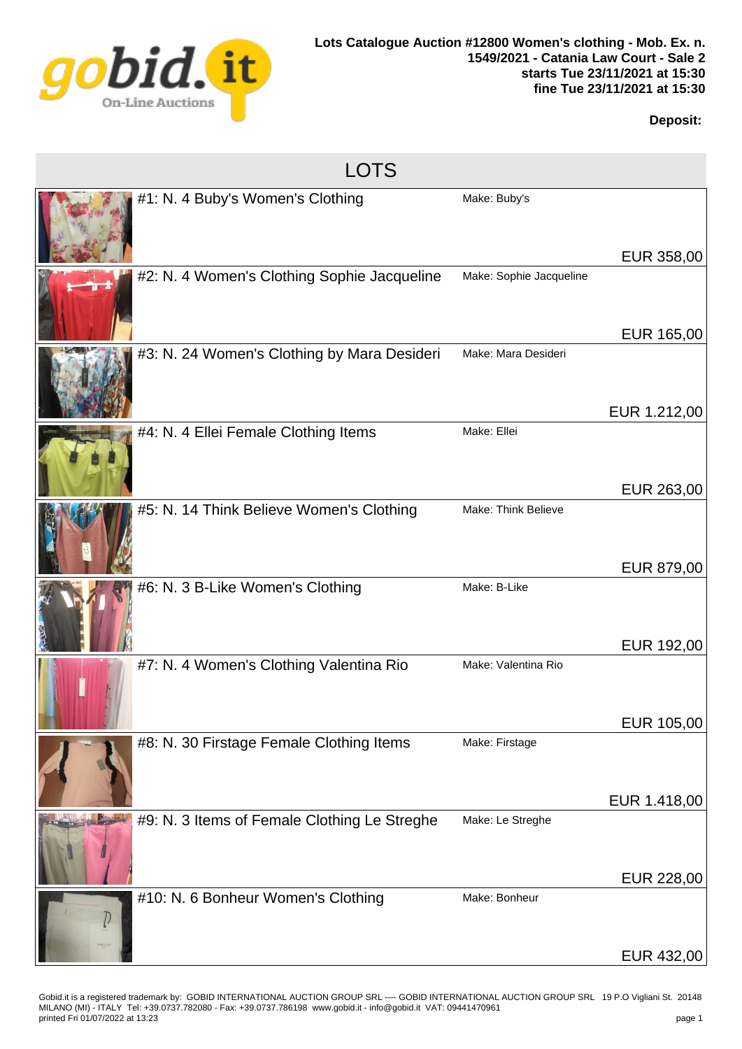**Lots Catalogue Auction #12800 Women's clothing - Mob. Ex. n. 1549/2021 - Catania Law Court - Sale 2**
**starts Tue 23/11/2021 at 15:30**
**fine Tue 23/11/2021 at 15:30**

**Deposit:**

## LOTS

| Lot | Make | Price |
|---|---|---|
| #1: N. 4 Buby's Women's Clothing | Make: Buby's | EUR 358,00 |
| #2: N. 4 Women's Clothing Sophie Jacqueline | Make: Sophie Jacqueline | EUR 165,00 |
| #3: N. 24 Women's Clothing by Mara Desideri | Make: Mara Desideri | EUR 1.212,00 |
| #4: N. 4 Ellei Female Clothing Items | Make: Ellei | EUR 263,00 |
| #5: N. 14 Think Believe Women's Clothing | Make: Think Believe | EUR 879,00 |
| #6: N. 3 B-Like Women's Clothing | Make: B-Like | EUR 192,00 |
| #7: N. 4 Women's Clothing Valentina Rio | Make: Valentina Rio | EUR 105,00 |
| #8: N. 30 Firstage Female Clothing Items | Make: Firstage | EUR 1.418,00 |
| #9: N. 3 Items of Female Clothing Le Streghe | Make: Le Streghe | EUR 228,00 |
| #10: N. 6 Bonheur Women's Clothing | Make: Bonheur | EUR 432,00 |

Gobid.it is a registered trademark by: GOBID INTERNATIONAL AUCTION GROUP SRL ---- GOBID INTERNATIONAL AUCTION GROUP SRL 19 P.O Vigliani St. 20148 MILANO (MI) - ITALY Tel: +39.0737.782080 - Fax: +39.0737.786198 www.gobid.it - info@gobid.it VAT: 09441470961
printed Fri 01/07/2022 at 13:23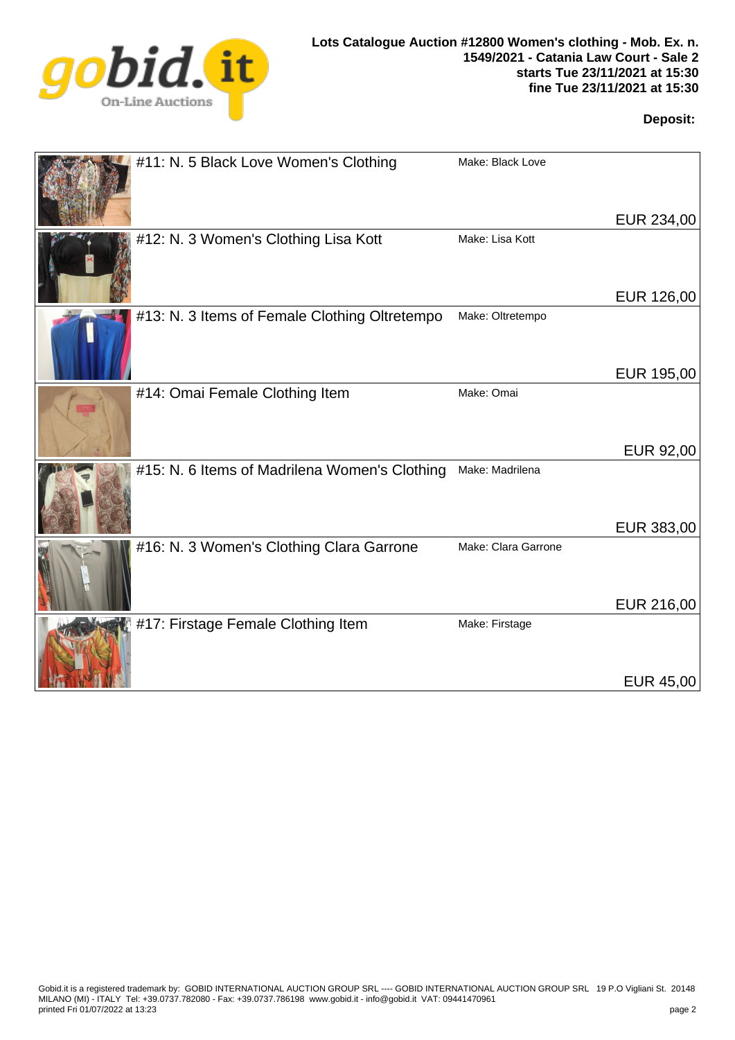**Lots Catalogue Auction #12800 Women's clothing - Mob. Ex. n. 1549/2021 - Catania Law Court - Sale 2**
**starts Tue 23/11/2021 at 15:30**
**fine Tue 23/11/2021 at 15:30**

**Deposit:**

| | | |
|---|---|---|
| #11: N. 5 Black Love Women's Clothing | Make: Black Love | EUR 234,00 |
| #12: N. 3 Women's Clothing Lisa Kott | Make: Lisa Kott | EUR 126,00 |
| #13: N. 3 Items of Female Clothing Oltretempo | Make: Oltretempo | EUR 195,00 |
| #14: Omai Female Clothing Item | Make: Omai | EUR 92,00 |
| #15: N. 6 Items of Madrilena Women's Clothing | Make: Madrilena | EUR 383,00 |
| #16: N. 3 Women's Clothing Clara Garrone | Make: Clara Garrone | EUR 216,00 |
| #17: Firstage Female Clothing Item | Make: Firstage | EUR 45,00 |

Gobid.it is a registered trademark by: GOBID INTERNATIONAL AUCTION GROUP SRL ---- GOBID INTERNATIONAL AUCTION GROUP SRL 19 P.O Vigliani St. 20148 MILANO (MI) - ITALY Tel: +39.0737.782080 - Fax: +39.0737.786198 www.gobid.it - info@gobid.it VAT: 09441470961
printed Fri 01/07/2022 at 13:23